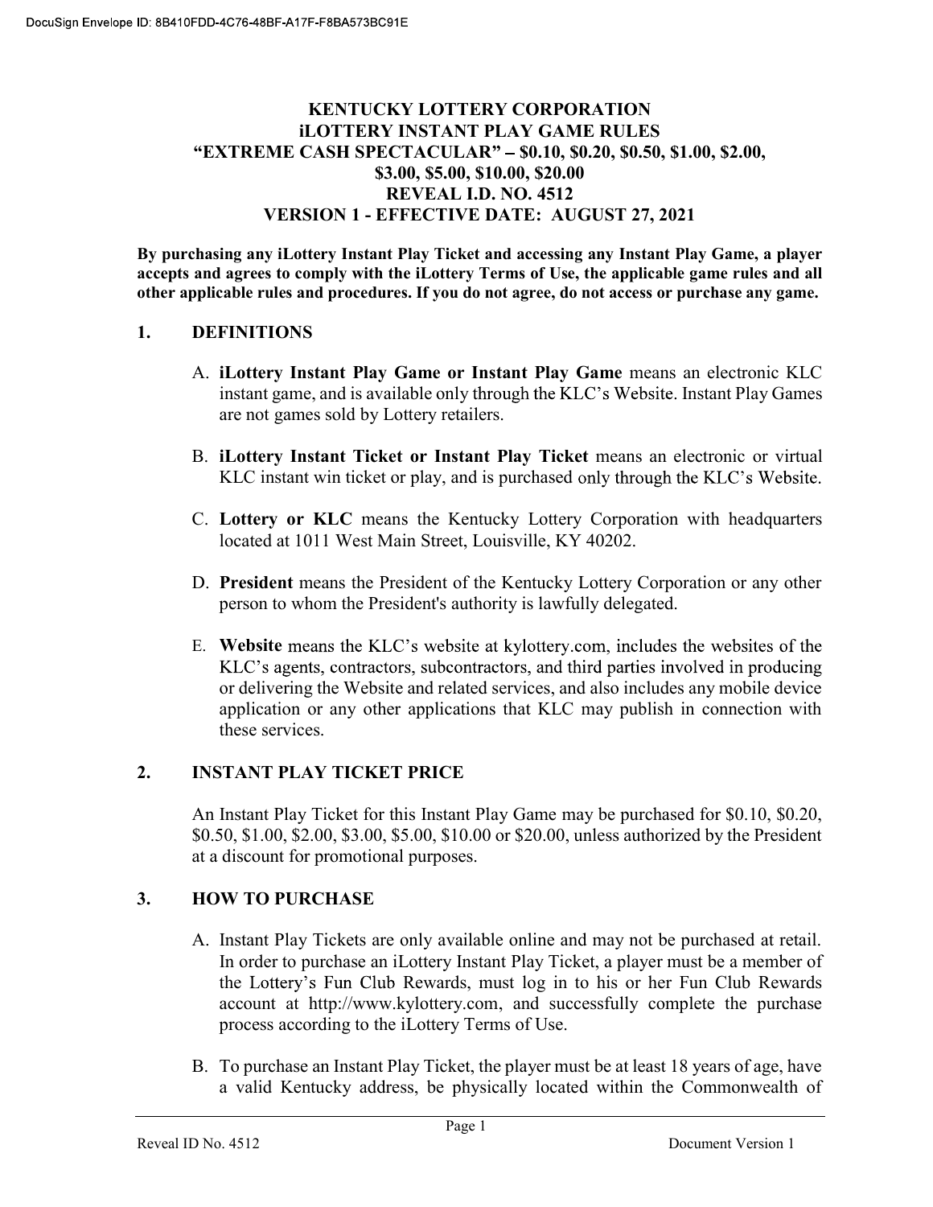DocuSign Envelope ID: 8B410FDD-4C76-48BF-A17F-F8BA573BC91E

# KENTUCKY LOTTERY CORPORATION
# iLOTTERY INSTANT PLAY GAME RULES
# "EXTREME CASH SPECTACULAR" – $0.10, $0.20, $0.50, $1.00, $2.00, $3.00, $5.00, $10.00, $20.00
# REVEAL I.D. NO. 4512
# VERSION 1 - EFFECTIVE DATE: AUGUST 27, 2021

**By purchasing any iLottery Instant Play Ticket and accessing any Instant Play Game, a player accepts and agrees to comply with the iLottery Terms of Use, the applicable game rules and all other applicable rules and procedures. If you do not agree, do not access or purchase any game.**

## 1. DEFINITIONS

A. **iLottery Instant Play Game or Instant Play Game** means an electronic KLC instant game, and is available only through the KLC's Website. Instant Play Games are not games sold by Lottery retailers.

B. **iLottery Instant Ticket or Instant Play Ticket** means an electronic or virtual KLC instant win ticket or play, and is purchased only through the KLC's Website.

C. **Lottery or KLC** means the Kentucky Lottery Corporation with headquarters located at 1011 West Main Street, Louisville, KY 40202.

D. **President** means the President of the Kentucky Lottery Corporation or any other person to whom the President's authority is lawfully delegated.

E. **Website** means the KLC's website at kylottery.com, includes the websites of the KLC's agents, contractors, subcontractors, and third parties involved in producing or delivering the Website and related services, and also includes any mobile device application or any other applications that KLC may publish in connection with these services.

## 2. INSTANT PLAY TICKET PRICE

An Instant Play Ticket for this Instant Play Game may be purchased for $0.10, $0.20, $0.50, $1.00, $2.00, $3.00, $5.00, $10.00 or $20.00, unless authorized by the President at a discount for promotional purposes.

## 3. HOW TO PURCHASE

A. Instant Play Tickets are only available online and may not be purchased at retail. In order to purchase an iLottery Instant Play Ticket, a player must be a member of the Lottery's Fun Club Rewards, must log in to his or her Fun Club Rewards account at http://www.kylottery.com, and successfully complete the purchase process according to the iLottery Terms of Use.

B. To purchase an Instant Play Ticket, the player must be at least 18 years of age, have a valid Kentucky address, be physically located within the Commonwealth of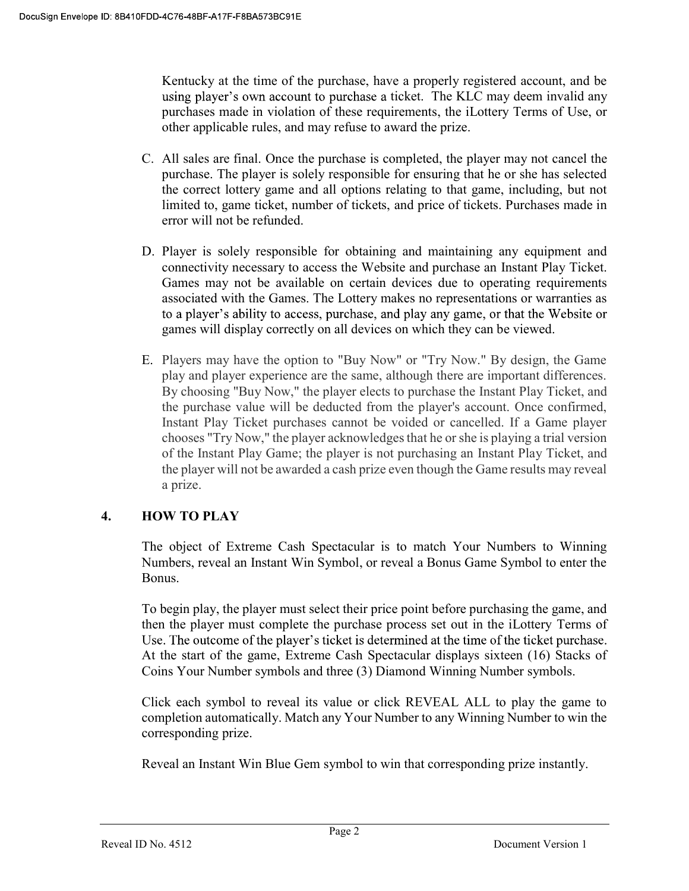Kentucky at the time of the purchase, have a properly registered account, and be using player's own account to purchase a ticket. The KLC may deem invalid any purchases made in violation of these requirements, the iLottery Terms of Use, or other applicable rules, and may refuse to award the prize.

C. All sales are final. Once the purchase is completed, the player may not cancel the purchase. The player is solely responsible for ensuring that he or she has selected the correct lottery game and all options relating to that game, including, but not limited to, game ticket, number of tickets, and price of tickets. Purchases made in error will not be refunded.

D. Player is solely responsible for obtaining and maintaining any equipment and connectivity necessary to access the Website and purchase an Instant Play Ticket. Games may not be available on certain devices due to operating requirements associated with the Games. The Lottery makes no representations or warranties as to a player's ability to access, purchase, and play any game, or that the Website or games will display correctly on all devices on which they can be viewed.

E. Players may have the option to "Buy Now" or "Try Now." By design, the Game play and player experience are the same, although there are important differences. By choosing "Buy Now," the player elects to purchase the Instant Play Ticket, and the purchase value will be deducted from the player's account. Once confirmed, Instant Play Ticket purchases cannot be voided or cancelled. If a Game player chooses "Try Now," the player acknowledges that he or she is playing a trial version of the Instant Play Game; the player is not purchasing an Instant Play Ticket, and the player will not be awarded a cash prize even though the Game results may reveal a prize.

## 4. HOW TO PLAY

The object of Extreme Cash Spectacular is to match Your Numbers to Winning Numbers, reveal an Instant Win Symbol, or reveal a Bonus Game Symbol to enter the Bonus.

To begin play, the player must select their price point before purchasing the game, and then the player must complete the purchase process set out in the iLottery Terms of Use. The outcome of the player's ticket is determined at the time of the ticket purchase. At the start of the game, Extreme Cash Spectacular displays sixteen (16) Stacks of Coins Your Number symbols and three (3) Diamond Winning Number symbols.

Click each symbol to reveal its value or click REVEAL ALL to play the game to completion automatically. Match any Your Number to any Winning Number to win the corresponding prize.

Reveal an Instant Win Blue Gem symbol to win that corresponding prize instantly.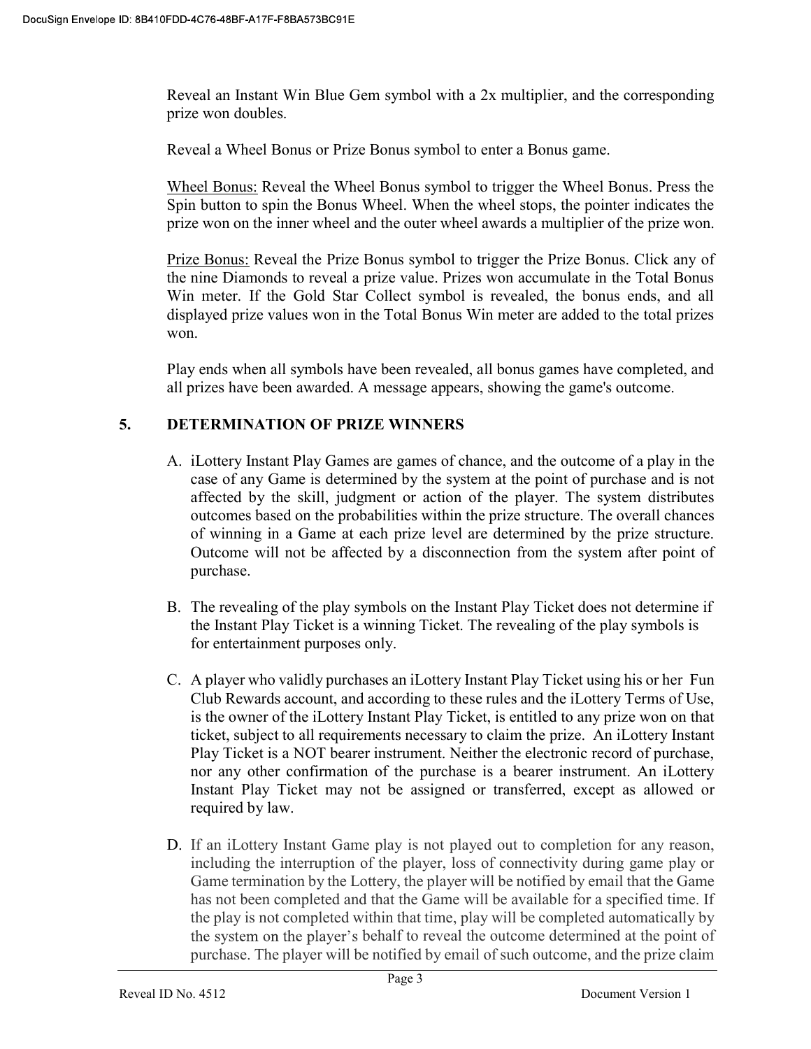Reveal an Instant Win Blue Gem symbol with a 2x multiplier, and the corresponding prize won doubles.

Reveal a Wheel Bonus or Prize Bonus symbol to enter a Bonus game.

Wheel Bonus: Reveal the Wheel Bonus symbol to trigger the Wheel Bonus. Press the Spin button to spin the Bonus Wheel. When the wheel stops, the pointer indicates the prize won on the inner wheel and the outer wheel awards a multiplier of the prize won.

Prize Bonus: Reveal the Prize Bonus symbol to trigger the Prize Bonus. Click any of the nine Diamonds to reveal a prize value. Prizes won accumulate in the Total Bonus Win meter. If the Gold Star Collect symbol is revealed, the bonus ends, and all displayed prize values won in the Total Bonus Win meter are added to the total prizes won.

Play ends when all symbols have been revealed, all bonus games have completed, and all prizes have been awarded. A message appears, showing the game's outcome.

## 5. DETERMINATION OF PRIZE WINNERS

A. iLottery Instant Play Games are games of chance, and the outcome of a play in the case of any Game is determined by the system at the point of purchase and is not affected by the skill, judgment or action of the player. The system distributes outcomes based on the probabilities within the prize structure. The overall chances of winning in a Game at each prize level are determined by the prize structure. Outcome will not be affected by a disconnection from the system after point of purchase.

B. The revealing of the play symbols on the Instant Play Ticket does not determine if the Instant Play Ticket is a winning Ticket. The revealing of the play symbols is for entertainment purposes only.

C. A player who validly purchases an iLottery Instant Play Ticket using his or her Fun Club Rewards account, and according to these rules and the iLottery Terms of Use, is the owner of the iLottery Instant Play Ticket, is entitled to any prize won on that ticket, subject to all requirements necessary to claim the prize. An iLottery Instant Play Ticket is a NOT bearer instrument. Neither the electronic record of purchase, nor any other confirmation of the purchase is a bearer instrument. An iLottery Instant Play Ticket may not be assigned or transferred, except as allowed or required by law.

D. If an iLottery Instant Game play is not played out to completion for any reason, including the interruption of the player, loss of connectivity during game play or Game termination by the Lottery, the player will be notified by email that the Game has not been completed and that the Game will be available for a specified time. If the play is not completed within that time, play will be completed automatically by the system on the player's behalf to reveal the outcome determined at the point of purchase. The player will be notified by email of such outcome, and the prize claim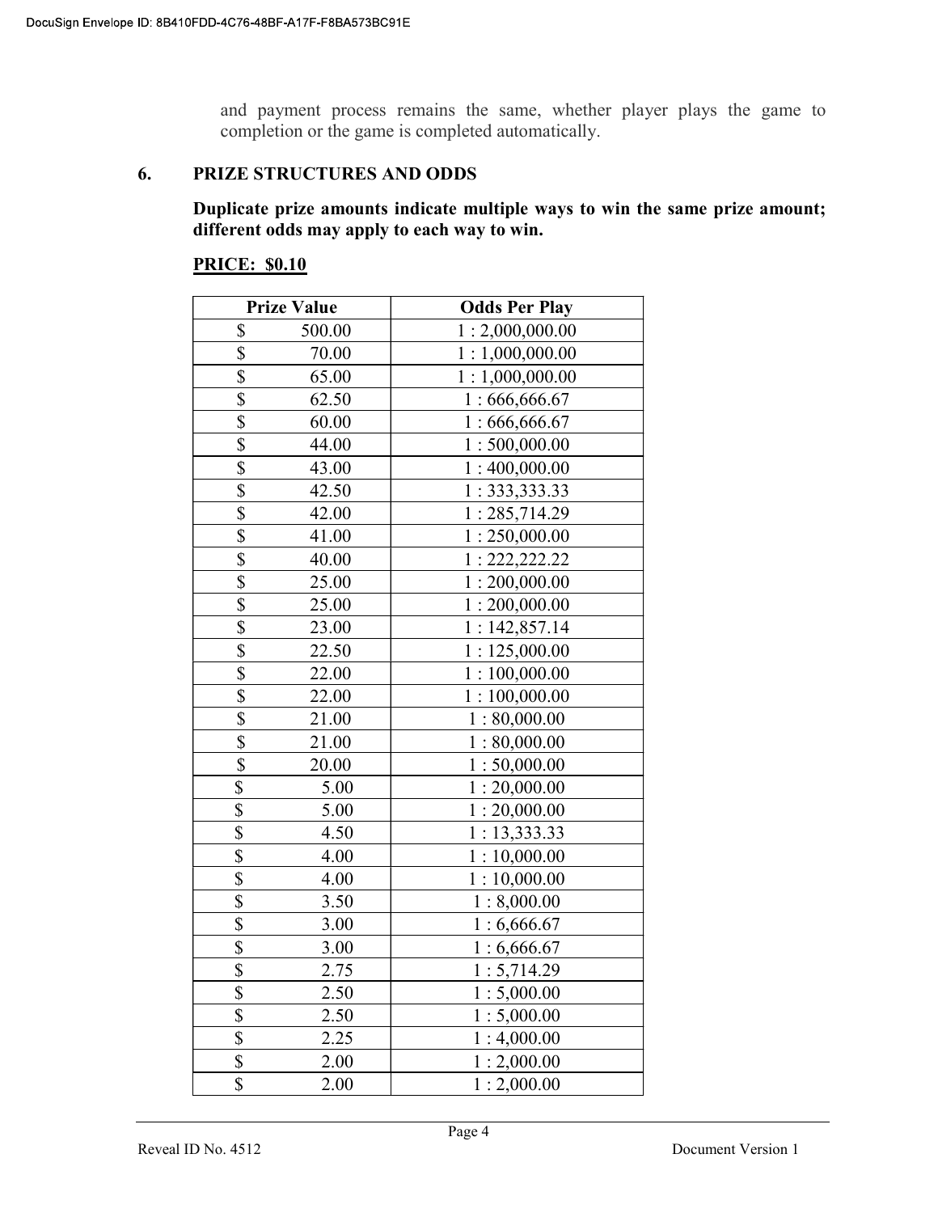and payment process remains the same, whether player plays the game to completion or the game is completed automatically.

## 6. PRIZE STRUCTURES AND ODDS

**Duplicate prize amounts indicate multiple ways to win the same prize amount; different odds may apply to each way to win.**

**PRICE: $0.10**

| Prize Value | Odds Per Play |
|---|---|
| $ 500.00 | 1 : 2,000,000.00 |
| $ 70.00 | 1 : 1,000,000.00 |
| $ 65.00 | 1 : 1,000,000.00 |
| $ 62.50 | 1 : 666,666.67 |
| $ 60.00 | 1 : 666,666.67 |
| $ 44.00 | 1 : 500,000.00 |
| $ 43.00 | 1 : 400,000.00 |
| $ 42.50 | 1 : 333,333.33 |
| $ 42.00 | 1 : 285,714.29 |
| $ 41.00 | 1 : 250,000.00 |
| $ 40.00 | 1 : 222,222.22 |
| $ 25.00 | 1 : 200,000.00 |
| $ 25.00 | 1 : 200,000.00 |
| $ 23.00 | 1 : 142,857.14 |
| $ 22.50 | 1 : 125,000.00 |
| $ 22.00 | 1 : 100,000.00 |
| $ 22.00 | 1 : 100,000.00 |
| $ 21.00 | 1 : 80,000.00 |
| $ 21.00 | 1 : 80,000.00 |
| $ 20.00 | 1 : 50,000.00 |
| $ 5.00 | 1 : 20,000.00 |
| $ 5.00 | 1 : 20,000.00 |
| $ 4.50 | 1 : 13,333.33 |
| $ 4.00 | 1 : 10,000.00 |
| $ 4.00 | 1 : 10,000.00 |
| $ 3.50 | 1 : 8,000.00 |
| $ 3.00 | 1 : 6,666.67 |
| $ 3.00 | 1 : 6,666.67 |
| $ 2.75 | 1 : 5,714.29 |
| $ 2.50 | 1 : 5,000.00 |
| $ 2.50 | 1 : 5,000.00 |
| $ 2.25 | 1 : 4,000.00 |
| $ 2.00 | 1 : 2,000.00 |
| $ 2.00 | 1 : 2,000.00 |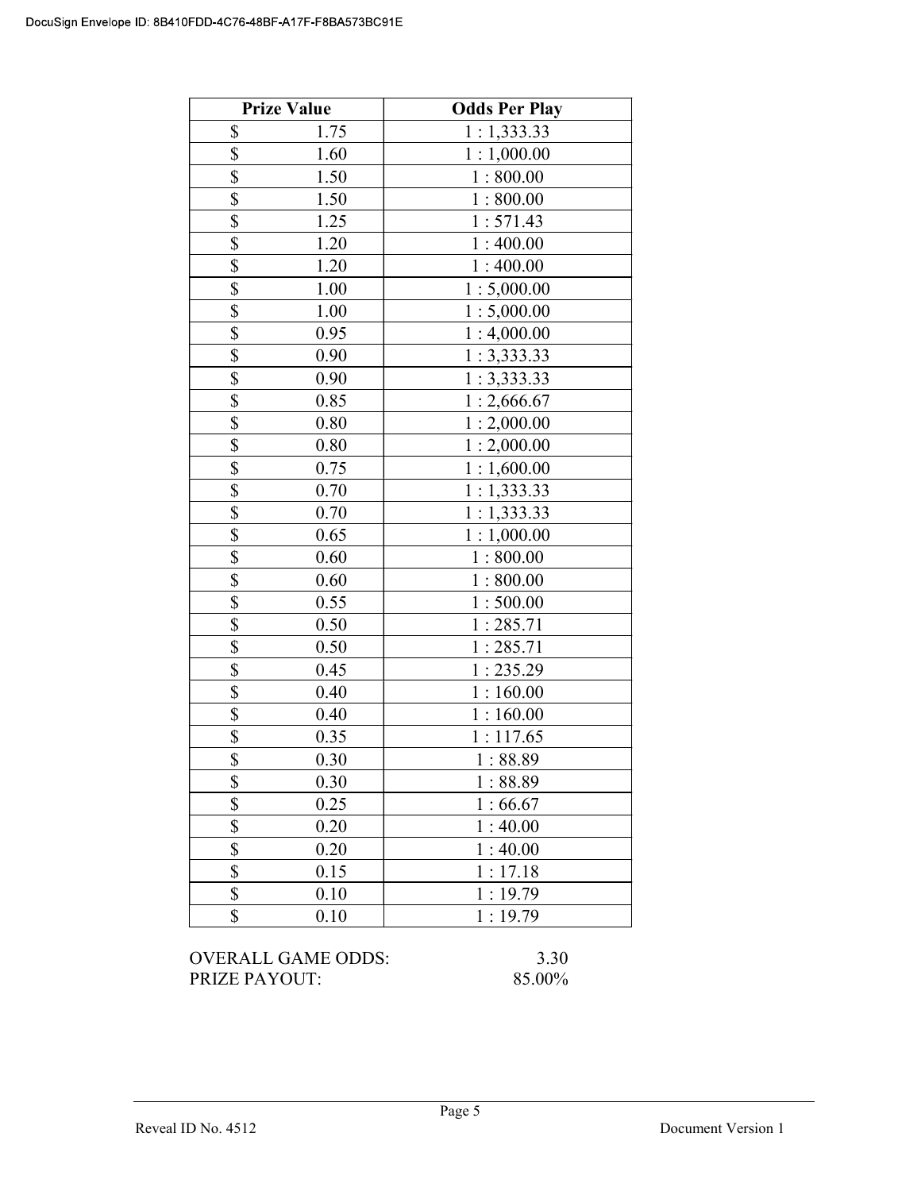| Prize Value | Odds Per Play |
|---|---|
| $ 1.75 | 1 : 1,333.33 |
| $ 1.60 | 1 : 1,000.00 |
| $ 1.50 | 1 : 800.00 |
| $ 1.50 | 1 : 800.00 |
| $ 1.25 | 1 : 571.43 |
| $ 1.20 | 1 : 400.00 |
| $ 1.20 | 1 : 400.00 |
| $ 1.00 | 1 : 5,000.00 |
| $ 1.00 | 1 : 5,000.00 |
| $ 0.95 | 1 : 4,000.00 |
| $ 0.90 | 1 : 3,333.33 |
| $ 0.90 | 1 : 3,333.33 |
| $ 0.85 | 1 : 2,666.67 |
| $ 0.80 | 1 : 2,000.00 |
| $ 0.80 | 1 : 2,000.00 |
| $ 0.75 | 1 : 1,600.00 |
| $ 0.70 | 1 : 1,333.33 |
| $ 0.70 | 1 : 1,333.33 |
| $ 0.65 | 1 : 1,000.00 |
| $ 0.60 | 1 : 800.00 |
| $ 0.60 | 1 : 800.00 |
| $ 0.55 | 1 : 500.00 |
| $ 0.50 | 1 : 285.71 |
| $ 0.50 | 1 : 285.71 |
| $ 0.45 | 1 : 235.29 |
| $ 0.40 | 1 : 160.00 |
| $ 0.40 | 1 : 160.00 |
| $ 0.35 | 1 : 117.65 |
| $ 0.30 | 1 : 88.89 |
| $ 0.30 | 1 : 88.89 |
| $ 0.25 | 1 : 66.67 |
| $ 0.20 | 1 : 40.00 |
| $ 0.20 | 1 : 40.00 |
| $ 0.15 | 1 : 17.18 |
| $ 0.10 | 1 : 19.79 |
| $ 0.10 | 1 : 19.79 |

OVERALL GAME ODDS: 3.30
PRIZE PAYOUT: 85.00%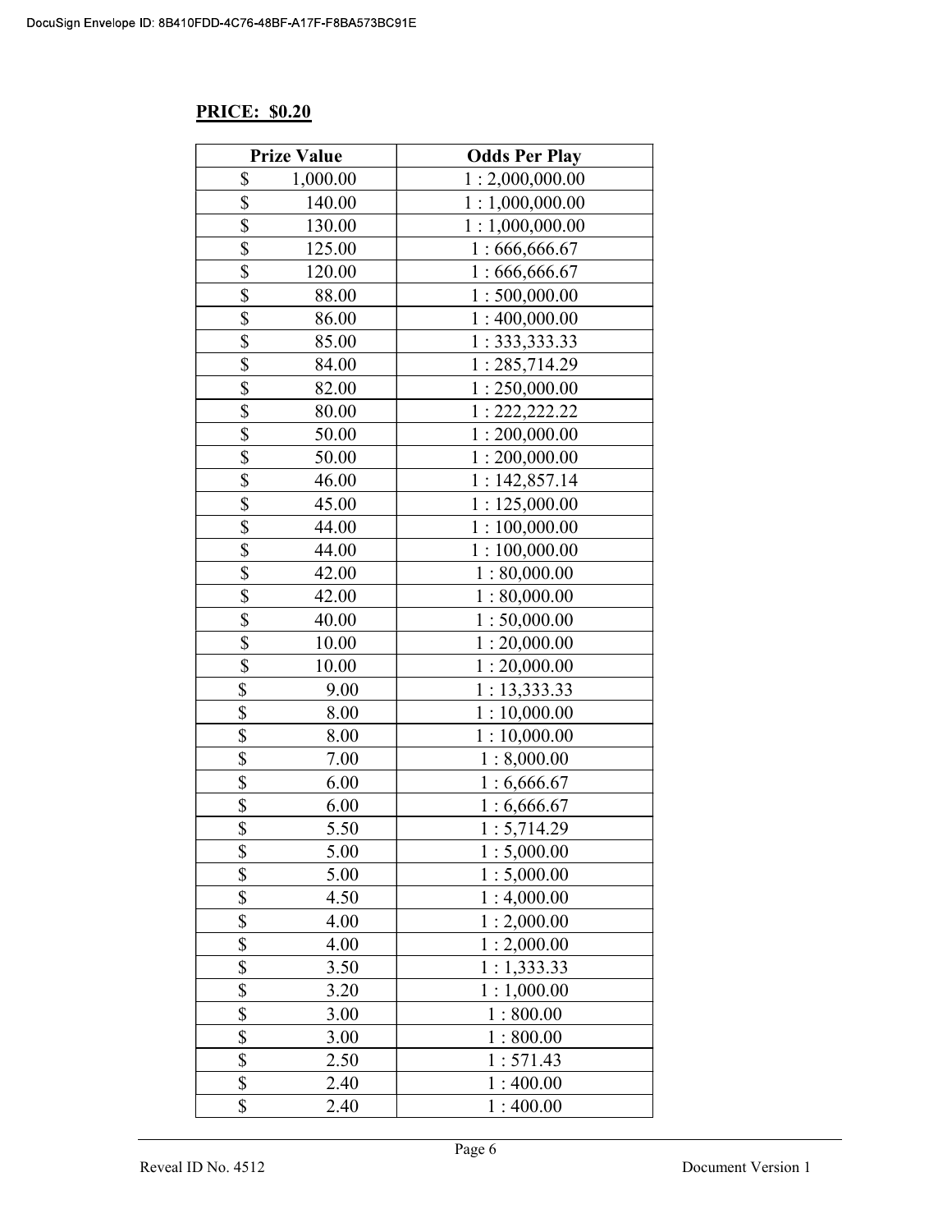**PRICE: $0.20**

| Prize Value | Odds Per Play |
|---|---|
| $ 1,000.00 | 1 : 2,000,000.00 |
| $ 140.00 | 1 : 1,000,000.00 |
| $ 130.00 | 1 : 1,000,000.00 |
| $ 125.00 | 1 : 666,666.67 |
| $ 120.00 | 1 : 666,666.67 |
| $ 88.00 | 1 : 500,000.00 |
| $ 86.00 | 1 : 400,000.00 |
| $ 85.00 | 1 : 333,333.33 |
| $ 84.00 | 1 : 285,714.29 |
| $ 82.00 | 1 : 250,000.00 |
| $ 80.00 | 1 : 222,222.22 |
| $ 50.00 | 1 : 200,000.00 |
| $ 50.00 | 1 : 200,000.00 |
| $ 46.00 | 1 : 142,857.14 |
| $ 45.00 | 1 : 125,000.00 |
| $ 44.00 | 1 : 100,000.00 |
| $ 44.00 | 1 : 100,000.00 |
| $ 42.00 | 1 : 80,000.00 |
| $ 42.00 | 1 : 80,000.00 |
| $ 40.00 | 1 : 50,000.00 |
| $ 10.00 | 1 : 20,000.00 |
| $ 10.00 | 1 : 20,000.00 |
| $ 9.00 | 1 : 13,333.33 |
| $ 8.00 | 1 : 10,000.00 |
| $ 8.00 | 1 : 10,000.00 |
| $ 7.00 | 1 : 8,000.00 |
| $ 6.00 | 1 : 6,666.67 |
| $ 6.00 | 1 : 6,666.67 |
| $ 5.50 | 1 : 5,714.29 |
| $ 5.00 | 1 : 5,000.00 |
| $ 5.00 | 1 : 5,000.00 |
| $ 4.50 | 1 : 4,000.00 |
| $ 4.00 | 1 : 2,000.00 |
| $ 4.00 | 1 : 2,000.00 |
| $ 3.50 | 1 : 1,333.33 |
| $ 3.20 | 1 : 1,000.00 |
| $ 3.00 | 1 : 800.00 |
| $ 3.00 | 1 : 800.00 |
| $ 2.50 | 1 : 571.43 |
| $ 2.40 | 1 : 400.00 |
| $ 2.40 | 1 : 400.00 |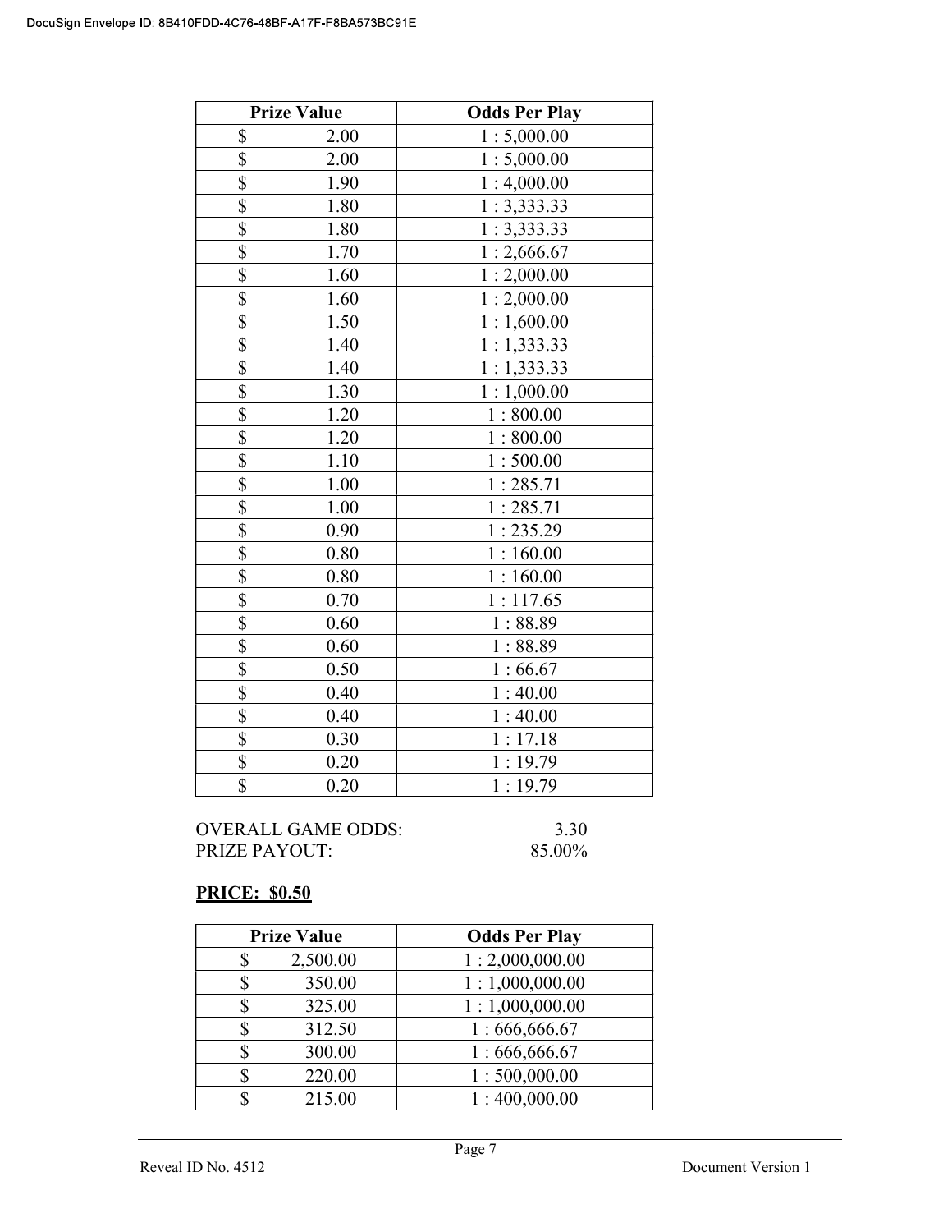| Prize Value | Odds Per Play |
| --- | --- |
| $ 2.00 | 1 : 5,000.00 |
| $ 2.00 | 1 : 5,000.00 |
| $ 1.90 | 1 : 4,000.00 |
| $ 1.80 | 1 : 3,333.33 |
| $ 1.80 | 1 : 3,333.33 |
| $ 1.70 | 1 : 2,666.67 |
| $ 1.60 | 1 : 2,000.00 |
| $ 1.60 | 1 : 2,000.00 |
| $ 1.50 | 1 : 1,600.00 |
| $ 1.40 | 1 : 1,333.33 |
| $ 1.40 | 1 : 1,333.33 |
| $ 1.30 | 1 : 1,000.00 |
| $ 1.20 | 1 : 800.00 |
| $ 1.20 | 1 : 800.00 |
| $ 1.10 | 1 : 500.00 |
| $ 1.00 | 1 : 285.71 |
| $ 1.00 | 1 : 285.71 |
| $ 0.90 | 1 : 235.29 |
| $ 0.80 | 1 : 160.00 |
| $ 0.80 | 1 : 160.00 |
| $ 0.70 | 1 : 117.65 |
| $ 0.60 | 1 : 88.89 |
| $ 0.60 | 1 : 88.89 |
| $ 0.50 | 1 : 66.67 |
| $ 0.40 | 1 : 40.00 |
| $ 0.40 | 1 : 40.00 |
| $ 0.30 | 1 : 17.18 |
| $ 0.20 | 1 : 19.79 |
| $ 0.20 | 1 : 19.79 |

OVERALL GAME ODDS: 3.30
PRIZE PAYOUT: 85.00%

**PRICE: $0.50**

| Prize Value | Odds Per Play |
| --- | --- |
| $ 2,500.00 | 1 : 2,000,000.00 |
| $ 350.00 | 1 : 1,000,000.00 |
| $ 325.00 | 1 : 1,000,000.00 |
| $ 312.50 | 1 : 666,666.67 |
| $ 300.00 | 1 : 666,666.67 |
| $ 220.00 | 1 : 500,000.00 |
| $ 215.00 | 1 : 400,000.00 |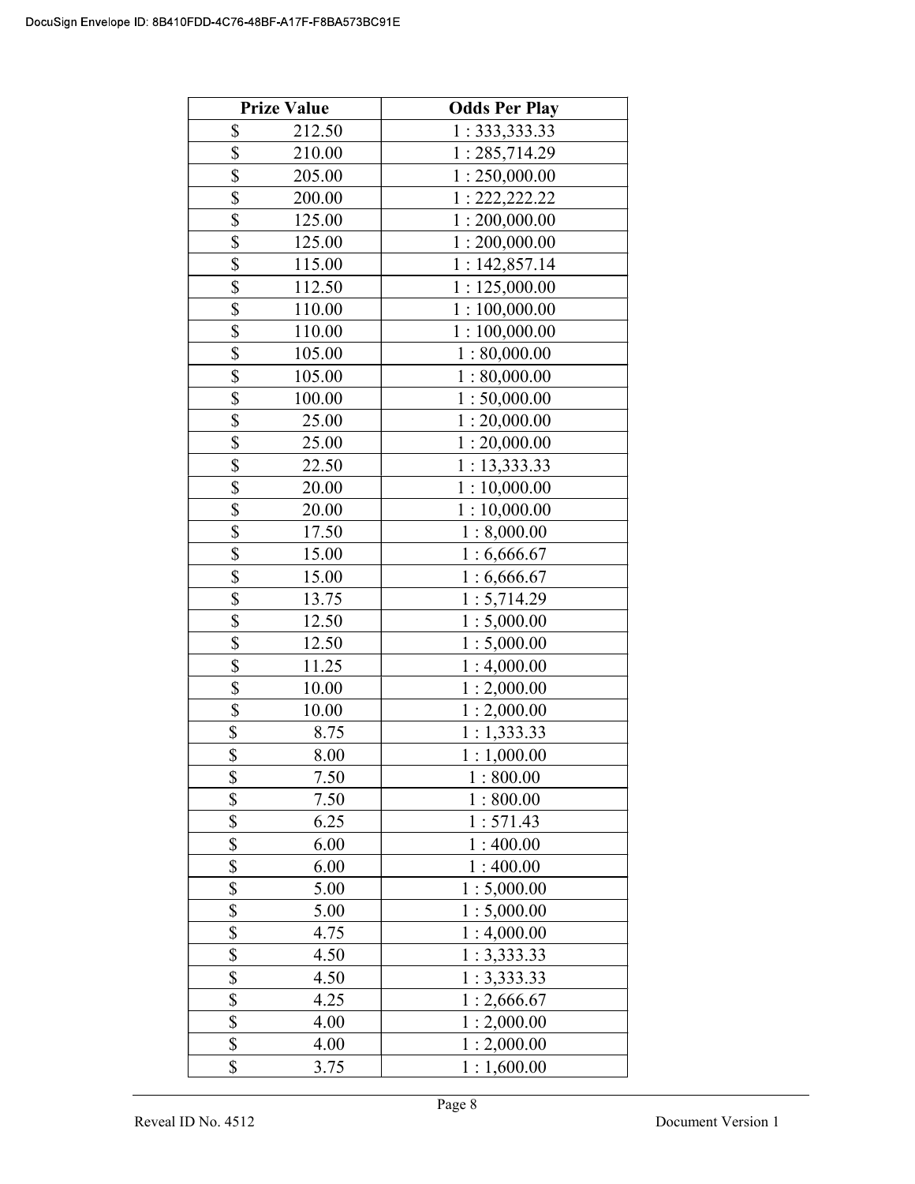| Prize Value | Odds Per Play |
|---|---|
| $ 212.50 | 1 : 333,333.33 |
| $ 210.00 | 1 : 285,714.29 |
| $ 205.00 | 1 : 250,000.00 |
| $ 200.00 | 1 : 222,222.22 |
| $ 125.00 | 1 : 200,000.00 |
| $ 125.00 | 1 : 200,000.00 |
| $ 115.00 | 1 : 142,857.14 |
| $ 112.50 | 1 : 125,000.00 |
| $ 110.00 | 1 : 100,000.00 |
| $ 110.00 | 1 : 100,000.00 |
| $ 105.00 | 1 : 80,000.00 |
| $ 105.00 | 1 : 80,000.00 |
| $ 100.00 | 1 : 50,000.00 |
| $ 25.00 | 1 : 20,000.00 |
| $ 25.00 | 1 : 20,000.00 |
| $ 22.50 | 1 : 13,333.33 |
| $ 20.00 | 1 : 10,000.00 |
| $ 20.00 | 1 : 10,000.00 |
| $ 17.50 | 1 : 8,000.00 |
| $ 15.00 | 1 : 6,666.67 |
| $ 15.00 | 1 : 6,666.67 |
| $ 13.75 | 1 : 5,714.29 |
| $ 12.50 | 1 : 5,000.00 |
| $ 12.50 | 1 : 5,000.00 |
| $ 11.25 | 1 : 4,000.00 |
| $ 10.00 | 1 : 2,000.00 |
| $ 10.00 | 1 : 2,000.00 |
| $ 8.75 | 1 : 1,333.33 |
| $ 8.00 | 1 : 1,000.00 |
| $ 7.50 | 1 : 800.00 |
| $ 7.50 | 1 : 800.00 |
| $ 6.25 | 1 : 571.43 |
| $ 6.00 | 1 : 400.00 |
| $ 6.00 | 1 : 400.00 |
| $ 5.00 | 1 : 5,000.00 |
| $ 5.00 | 1 : 5,000.00 |
| $ 4.75 | 1 : 4,000.00 |
| $ 4.50 | 1 : 3,333.33 |
| $ 4.50 | 1 : 3,333.33 |
| $ 4.25 | 1 : 2,666.67 |
| $ 4.00 | 1 : 2,000.00 |
| $ 4.00 | 1 : 2,000.00 |
| $ 3.75 | 1 : 1,600.00 |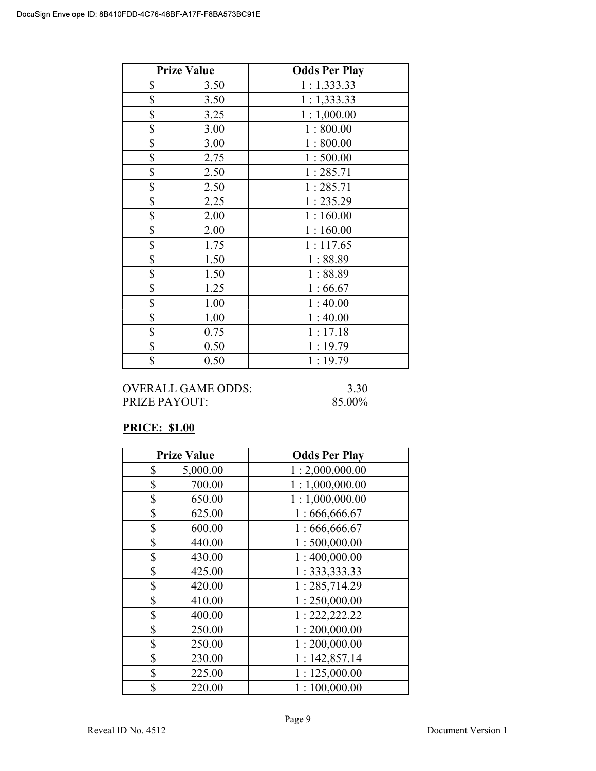| Prize Value | Odds Per Play |
|---|---|
| $ 3.50 | 1 : 1,333.33 |
| $ 3.50 | 1 : 1,333.33 |
| $ 3.25 | 1 : 1,000.00 |
| $ 3.00 | 1 : 800.00 |
| $ 3.00 | 1 : 800.00 |
| $ 2.75 | 1 : 500.00 |
| $ 2.50 | 1 : 285.71 |
| $ 2.50 | 1 : 285.71 |
| $ 2.25 | 1 : 235.29 |
| $ 2.00 | 1 : 160.00 |
| $ 2.00 | 1 : 160.00 |
| $ 1.75 | 1 : 117.65 |
| $ 1.50 | 1 : 88.89 |
| $ 1.50 | 1 : 88.89 |
| $ 1.25 | 1 : 66.67 |
| $ 1.00 | 1 : 40.00 |
| $ 1.00 | 1 : 40.00 |
| $ 0.75 | 1 : 17.18 |
| $ 0.50 | 1 : 19.79 |
| $ 0.50 | 1 : 19.79 |

OVERALL GAME ODDS: 3.30
PRIZE PAYOUT: 85.00%

**PRICE: $1.00**

| Prize Value | Odds Per Play |
|---|---|
| $ 5,000.00 | 1 : 2,000,000.00 |
| $ 700.00 | 1 : 1,000,000.00 |
| $ 650.00 | 1 : 1,000,000.00 |
| $ 625.00 | 1 : 666,666.67 |
| $ 600.00 | 1 : 666,666.67 |
| $ 440.00 | 1 : 500,000.00 |
| $ 430.00 | 1 : 400,000.00 |
| $ 425.00 | 1 : 333,333.33 |
| $ 420.00 | 1 : 285,714.29 |
| $ 410.00 | 1 : 250,000.00 |
| $ 400.00 | 1 : 222,222.22 |
| $ 250.00 | 1 : 200,000.00 |
| $ 250.00 | 1 : 200,000.00 |
| $ 230.00 | 1 : 142,857.14 |
| $ 225.00 | 1 : 125,000.00 |
| $ 220.00 | 1 : 100,000.00 |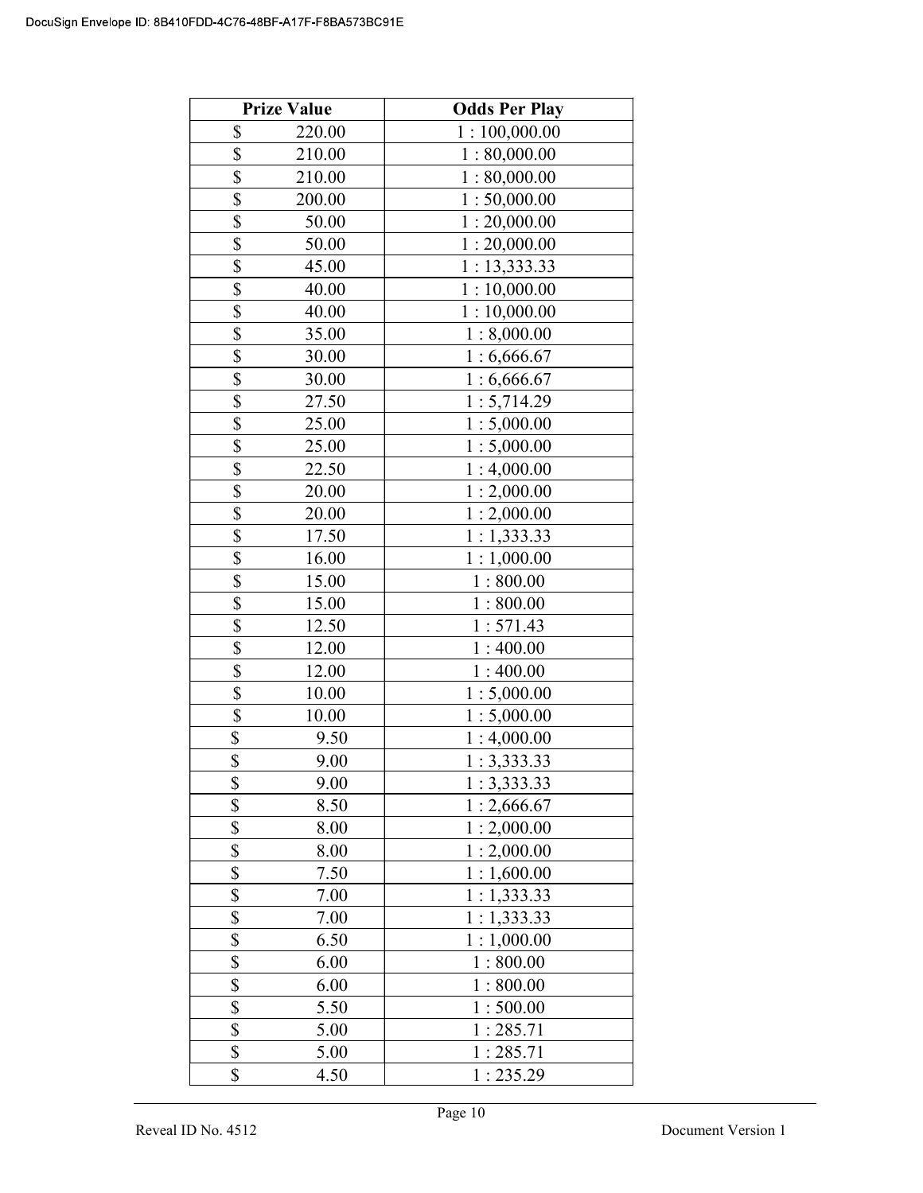| Prize Value | Odds Per Play |
|---|---|
| $ 220.00 | 1 : 100,000.00 |
| $ 210.00 | 1 : 80,000.00 |
| $ 210.00 | 1 : 80,000.00 |
| $ 200.00 | 1 : 50,000.00 |
| $ 50.00 | 1 : 20,000.00 |
| $ 50.00 | 1 : 20,000.00 |
| $ 45.00 | 1 : 13,333.33 |
| $ 40.00 | 1 : 10,000.00 |
| $ 40.00 | 1 : 10,000.00 |
| $ 35.00 | 1 : 8,000.00 |
| $ 30.00 | 1 : 6,666.67 |
| $ 30.00 | 1 : 6,666.67 |
| $ 27.50 | 1 : 5,714.29 |
| $ 25.00 | 1 : 5,000.00 |
| $ 25.00 | 1 : 5,000.00 |
| $ 22.50 | 1 : 4,000.00 |
| $ 20.00 | 1 : 2,000.00 |
| $ 20.00 | 1 : 2,000.00 |
| $ 17.50 | 1 : 1,333.33 |
| $ 16.00 | 1 : 1,000.00 |
| $ 15.00 | 1 : 800.00 |
| $ 15.00 | 1 : 800.00 |
| $ 12.50 | 1 : 571.43 |
| $ 12.00 | 1 : 400.00 |
| $ 12.00 | 1 : 400.00 |
| $ 10.00 | 1 : 5,000.00 |
| $ 10.00 | 1 : 5,000.00 |
| $ 9.50 | 1 : 4,000.00 |
| $ 9.00 | 1 : 3,333.33 |
| $ 9.00 | 1 : 3,333.33 |
| $ 8.50 | 1 : 2,666.67 |
| $ 8.00 | 1 : 2,000.00 |
| $ 8.00 | 1 : 2,000.00 |
| $ 7.50 | 1 : 1,600.00 |
| $ 7.00 | 1 : 1,333.33 |
| $ 7.00 | 1 : 1,333.33 |
| $ 6.50 | 1 : 1,000.00 |
| $ 6.00 | 1 : 800.00 |
| $ 6.00 | 1 : 800.00 |
| $ 5.50 | 1 : 500.00 |
| $ 5.00 | 1 : 285.71 |
| $ 5.00 | 1 : 285.71 |
| $ 4.50 | 1 : 235.29 |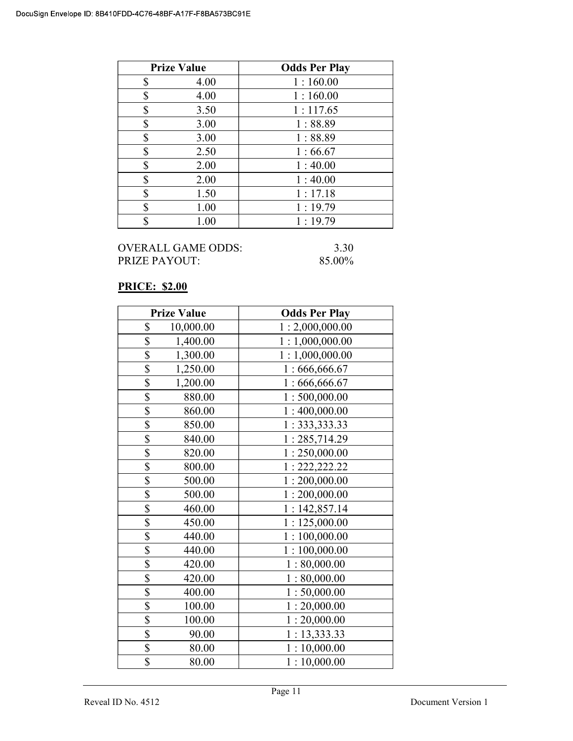| Prize Value | Odds Per Play |
|---|---|
| $ 4.00 | 1 : 160.00 |
| $ 4.00 | 1 : 160.00 |
| $ 3.50 | 1 : 117.65 |
| $ 3.00 | 1 : 88.89 |
| $ 3.00 | 1 : 88.89 |
| $ 2.50 | 1 : 66.67 |
| $ 2.00 | 1 : 40.00 |
| $ 2.00 | 1 : 40.00 |
| $ 1.50 | 1 : 17.18 |
| $ 1.00 | 1 : 19.79 |
| $ 1.00 | 1 : 19.79 |

OVERALL GAME ODDS: 3.30
PRIZE PAYOUT: 85.00%

**PRICE: $2.00**

| Prize Value | Odds Per Play |
|---|---|
| $ 10,000.00 | 1 : 2,000,000.00 |
| $ 1,400.00 | 1 : 1,000,000.00 |
| $ 1,300.00 | 1 : 1,000,000.00 |
| $ 1,250.00 | 1 : 666,666.67 |
| $ 1,200.00 | 1 : 666,666.67 |
| $ 880.00 | 1 : 500,000.00 |
| $ 860.00 | 1 : 400,000.00 |
| $ 850.00 | 1 : 333,333.33 |
| $ 840.00 | 1 : 285,714.29 |
| $ 820.00 | 1 : 250,000.00 |
| $ 800.00 | 1 : 222,222.22 |
| $ 500.00 | 1 : 200,000.00 |
| $ 500.00 | 1 : 200,000.00 |
| $ 460.00 | 1 : 142,857.14 |
| $ 450.00 | 1 : 125,000.00 |
| $ 440.00 | 1 : 100,000.00 |
| $ 440.00 | 1 : 100,000.00 |
| $ 420.00 | 1 : 80,000.00 |
| $ 420.00 | 1 : 80,000.00 |
| $ 400.00 | 1 : 50,000.00 |
| $ 100.00 | 1 : 20,000.00 |
| $ 100.00 | 1 : 20,000.00 |
| $ 90.00 | 1 : 13,333.33 |
| $ 80.00 | 1 : 10,000.00 |
| $ 80.00 | 1 : 10,000.00 |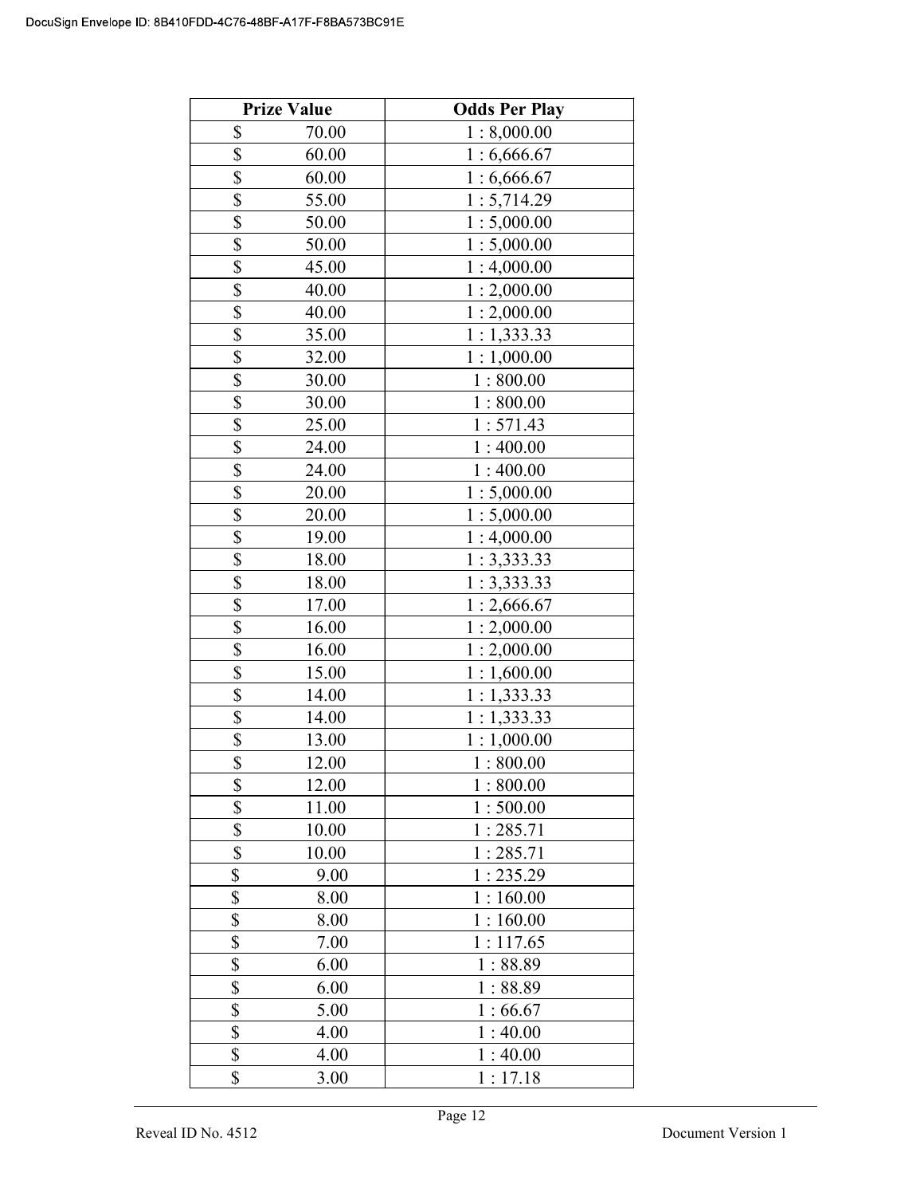| Prize Value | Odds Per Play |
|---|---|
| $ 70.00 | 1 : 8,000.00 |
| $ 60.00 | 1 : 6,666.67 |
| $ 60.00 | 1 : 6,666.67 |
| $ 55.00 | 1 : 5,714.29 |
| $ 50.00 | 1 : 5,000.00 |
| $ 50.00 | 1 : 5,000.00 |
| $ 45.00 | 1 : 4,000.00 |
| $ 40.00 | 1 : 2,000.00 |
| $ 40.00 | 1 : 2,000.00 |
| $ 35.00 | 1 : 1,333.33 |
| $ 32.00 | 1 : 1,000.00 |
| $ 30.00 | 1 : 800.00 |
| $ 30.00 | 1 : 800.00 |
| $ 25.00 | 1 : 571.43 |
| $ 24.00 | 1 : 400.00 |
| $ 24.00 | 1 : 400.00 |
| $ 20.00 | 1 : 5,000.00 |
| $ 20.00 | 1 : 5,000.00 |
| $ 19.00 | 1 : 4,000.00 |
| $ 18.00 | 1 : 3,333.33 |
| $ 18.00 | 1 : 3,333.33 |
| $ 17.00 | 1 : 2,666.67 |
| $ 16.00 | 1 : 2,000.00 |
| $ 16.00 | 1 : 2,000.00 |
| $ 15.00 | 1 : 1,600.00 |
| $ 14.00 | 1 : 1,333.33 |
| $ 14.00 | 1 : 1,333.33 |
| $ 13.00 | 1 : 1,000.00 |
| $ 12.00 | 1 : 800.00 |
| $ 12.00 | 1 : 800.00 |
| $ 11.00 | 1 : 500.00 |
| $ 10.00 | 1 : 285.71 |
| $ 10.00 | 1 : 285.71 |
| $ 9.00 | 1 : 235.29 |
| $ 8.00 | 1 : 160.00 |
| $ 8.00 | 1 : 160.00 |
| $ 7.00 | 1 : 117.65 |
| $ 6.00 | 1 : 88.89 |
| $ 6.00 | 1 : 88.89 |
| $ 5.00 | 1 : 66.67 |
| $ 4.00 | 1 : 40.00 |
| $ 4.00 | 1 : 40.00 |
| $ 3.00 | 1 : 17.18 |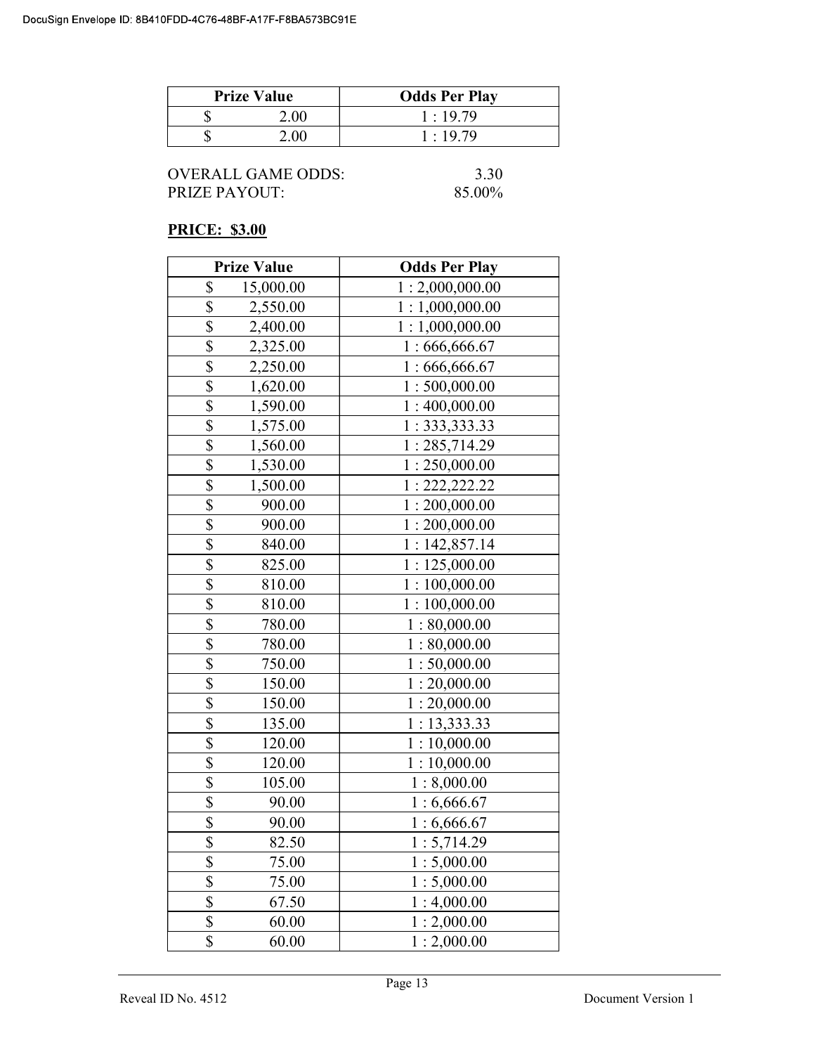| Prize Value | Odds Per Play |
|---|---|
| $ 2.00 | 1 : 19.79 |
| $ 2.00 | 1 : 19.79 |

OVERALL GAME ODDS: 3.30
PRIZE PAYOUT: 85.00%

**PRICE: $3.00**

| Prize Value | Odds Per Play |
|---|---|
| $ 15,000.00 | 1 : 2,000,000.00 |
| $ 2,550.00 | 1 : 1,000,000.00 |
| $ 2,400.00 | 1 : 1,000,000.00 |
| $ 2,325.00 | 1 : 666,666.67 |
| $ 2,250.00 | 1 : 666,666.67 |
| $ 1,620.00 | 1 : 500,000.00 |
| $ 1,590.00 | 1 : 400,000.00 |
| $ 1,575.00 | 1 : 333,333.33 |
| $ 1,560.00 | 1 : 285,714.29 |
| $ 1,530.00 | 1 : 250,000.00 |
| $ 1,500.00 | 1 : 222,222.22 |
| $ 900.00 | 1 : 200,000.00 |
| $ 900.00 | 1 : 200,000.00 |
| $ 840.00 | 1 : 142,857.14 |
| $ 825.00 | 1 : 125,000.00 |
| $ 810.00 | 1 : 100,000.00 |
| $ 810.00 | 1 : 100,000.00 |
| $ 780.00 | 1 : 80,000.00 |
| $ 780.00 | 1 : 80,000.00 |
| $ 750.00 | 1 : 50,000.00 |
| $ 150.00 | 1 : 20,000.00 |
| $ 150.00 | 1 : 20,000.00 |
| $ 135.00 | 1 : 13,333.33 |
| $ 120.00 | 1 : 10,000.00 |
| $ 120.00 | 1 : 10,000.00 |
| $ 105.00 | 1 : 8,000.00 |
| $ 90.00 | 1 : 6,666.67 |
| $ 90.00 | 1 : 6,666.67 |
| $ 82.50 | 1 : 5,714.29 |
| $ 75.00 | 1 : 5,000.00 |
| $ 75.00 | 1 : 5,000.00 |
| $ 67.50 | 1 : 4,000.00 |
| $ 60.00 | 1 : 2,000.00 |
| $ 60.00 | 1 : 2,000.00 |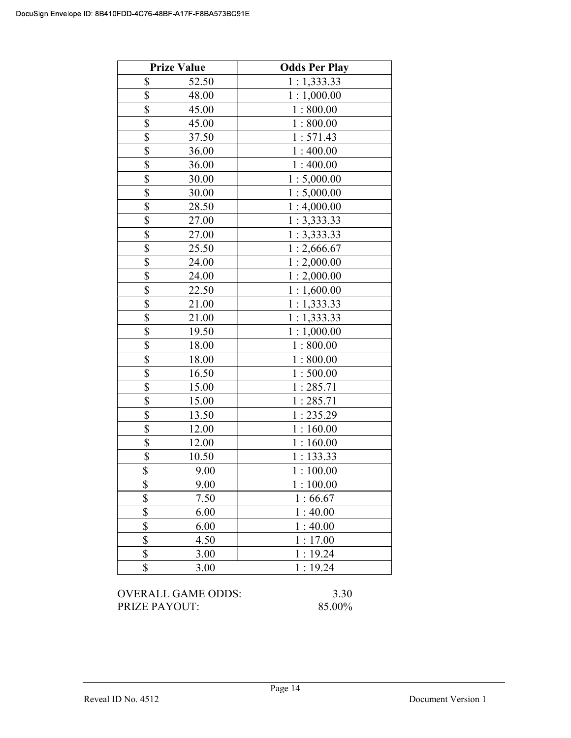| Prize Value | Odds Per Play |
|---|---|
| $ 52.50 | 1 : 1,333.33 |
| $ 48.00 | 1 : 1,000.00 |
| $ 45.00 | 1 : 800.00 |
| $ 45.00 | 1 : 800.00 |
| $ 37.50 | 1 : 571.43 |
| $ 36.00 | 1 : 400.00 |
| $ 36.00 | 1 : 400.00 |
| $ 30.00 | 1 : 5,000.00 |
| $ 30.00 | 1 : 5,000.00 |
| $ 28.50 | 1 : 4,000.00 |
| $ 27.00 | 1 : 3,333.33 |
| $ 27.00 | 1 : 3,333.33 |
| $ 25.50 | 1 : 2,666.67 |
| $ 24.00 | 1 : 2,000.00 |
| $ 24.00 | 1 : 2,000.00 |
| $ 22.50 | 1 : 1,600.00 |
| $ 21.00 | 1 : 1,333.33 |
| $ 21.00 | 1 : 1,333.33 |
| $ 19.50 | 1 : 1,000.00 |
| $ 18.00 | 1 : 800.00 |
| $ 18.00 | 1 : 800.00 |
| $ 16.50 | 1 : 500.00 |
| $ 15.00 | 1 : 285.71 |
| $ 15.00 | 1 : 285.71 |
| $ 13.50 | 1 : 235.29 |
| $ 12.00 | 1 : 160.00 |
| $ 12.00 | 1 : 160.00 |
| $ 10.50 | 1 : 133.33 |
| $ 9.00 | 1 : 100.00 |
| $ 9.00 | 1 : 100.00 |
| $ 7.50 | 1 : 66.67 |
| $ 6.00 | 1 : 40.00 |
| $ 6.00 | 1 : 40.00 |
| $ 4.50 | 1 : 17.00 |
| $ 3.00 | 1 : 19.24 |
| $ 3.00 | 1 : 19.24 |

OVERALL GAME ODDS: 3.30

PRIZE PAYOUT: 85.00%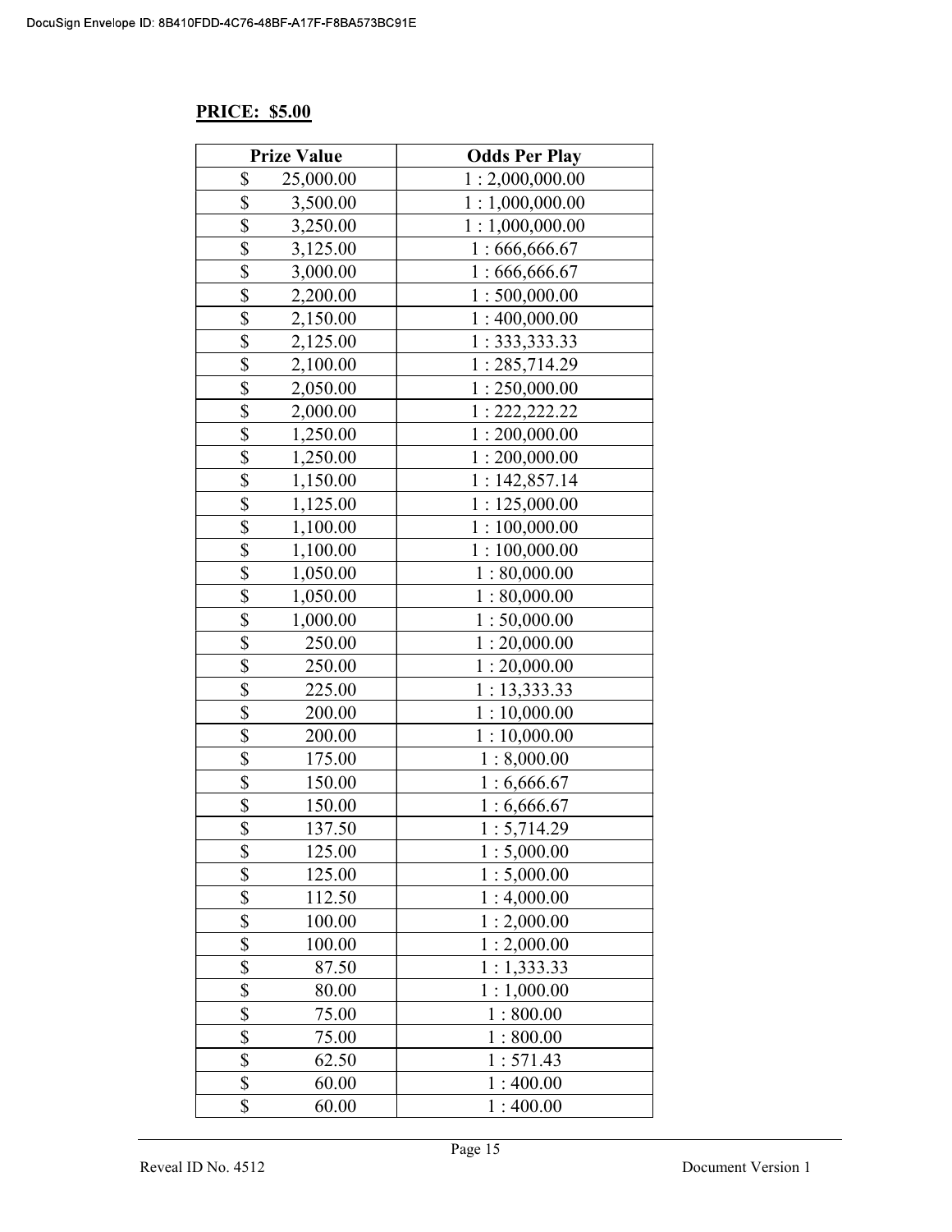**PRICE: $5.00**

| Prize Value | Odds Per Play |
|---|---|
| $ 25,000.00 | 1 : 2,000,000.00 |
| $ 3,500.00 | 1 : 1,000,000.00 |
| $ 3,250.00 | 1 : 1,000,000.00 |
| $ 3,125.00 | 1 : 666,666.67 |
| $ 3,000.00 | 1 : 666,666.67 |
| $ 2,200.00 | 1 : 500,000.00 |
| $ 2,150.00 | 1 : 400,000.00 |
| $ 2,125.00 | 1 : 333,333.33 |
| $ 2,100.00 | 1 : 285,714.29 |
| $ 2,050.00 | 1 : 250,000.00 |
| $ 2,000.00 | 1 : 222,222.22 |
| $ 1,250.00 | 1 : 200,000.00 |
| $ 1,250.00 | 1 : 200,000.00 |
| $ 1,150.00 | 1 : 142,857.14 |
| $ 1,125.00 | 1 : 125,000.00 |
| $ 1,100.00 | 1 : 100,000.00 |
| $ 1,100.00 | 1 : 100,000.00 |
| $ 1,050.00 | 1 : 80,000.00 |
| $ 1,050.00 | 1 : 80,000.00 |
| $ 1,000.00 | 1 : 50,000.00 |
| $ 250.00 | 1 : 20,000.00 |
| $ 250.00 | 1 : 20,000.00 |
| $ 225.00 | 1 : 13,333.33 |
| $ 200.00 | 1 : 10,000.00 |
| $ 200.00 | 1 : 10,000.00 |
| $ 175.00 | 1 : 8,000.00 |
| $ 150.00 | 1 : 6,666.67 |
| $ 150.00 | 1 : 6,666.67 |
| $ 137.50 | 1 : 5,714.29 |
| $ 125.00 | 1 : 5,000.00 |
| $ 125.00 | 1 : 5,000.00 |
| $ 112.50 | 1 : 4,000.00 |
| $ 100.00 | 1 : 2,000.00 |
| $ 100.00 | 1 : 2,000.00 |
| $ 87.50 | 1 : 1,333.33 |
| $ 80.00 | 1 : 1,000.00 |
| $ 75.00 | 1 : 800.00 |
| $ 75.00 | 1 : 800.00 |
| $ 62.50 | 1 : 571.43 |
| $ 60.00 | 1 : 400.00 |
| $ 60.00 | 1 : 400.00 |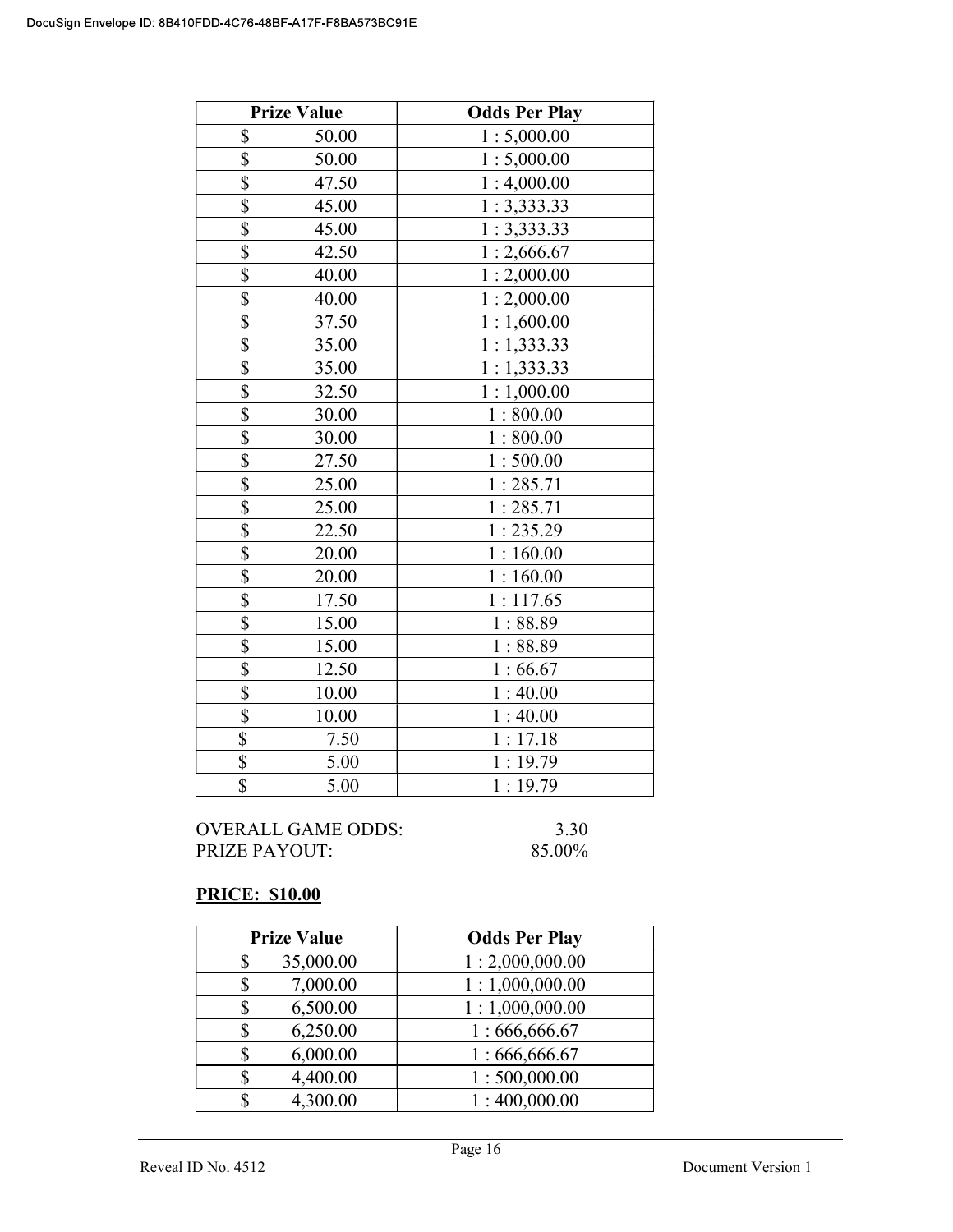| Prize Value | Odds Per Play |
|---|---|
| $ 50.00 | 1 : 5,000.00 |
| $ 50.00 | 1 : 5,000.00 |
| $ 47.50 | 1 : 4,000.00 |
| $ 45.00 | 1 : 3,333.33 |
| $ 45.00 | 1 : 3,333.33 |
| $ 42.50 | 1 : 2,666.67 |
| $ 40.00 | 1 : 2,000.00 |
| $ 40.00 | 1 : 2,000.00 |
| $ 37.50 | 1 : 1,600.00 |
| $ 35.00 | 1 : 1,333.33 |
| $ 35.00 | 1 : 1,333.33 |
| $ 32.50 | 1 : 1,000.00 |
| $ 30.00 | 1 : 800.00 |
| $ 30.00 | 1 : 800.00 |
| $ 27.50 | 1 : 500.00 |
| $ 25.00 | 1 : 285.71 |
| $ 25.00 | 1 : 285.71 |
| $ 22.50 | 1 : 235.29 |
| $ 20.00 | 1 : 160.00 |
| $ 20.00 | 1 : 160.00 |
| $ 17.50 | 1 : 117.65 |
| $ 15.00 | 1 : 88.89 |
| $ 15.00 | 1 : 88.89 |
| $ 12.50 | 1 : 66.67 |
| $ 10.00 | 1 : 40.00 |
| $ 10.00 | 1 : 40.00 |
| $ 7.50 | 1 : 17.18 |
| $ 5.00 | 1 : 19.79 |
| $ 5.00 | 1 : 19.79 |

OVERALL GAME ODDS: 3.30
PRIZE PAYOUT: 85.00%

**PRICE: $10.00**

| Prize Value | Odds Per Play |
|---|---|
| $ 35,000.00 | 1 : 2,000,000.00 |
| $ 7,000.00 | 1 : 1,000,000.00 |
| $ 6,500.00 | 1 : 1,000,000.00 |
| $ 6,250.00 | 1 : 666,666.67 |
| $ 6,000.00 | 1 : 666,666.67 |
| $ 4,400.00 | 1 : 500,000.00 |
| $ 4,300.00 | 1 : 400,000.00 |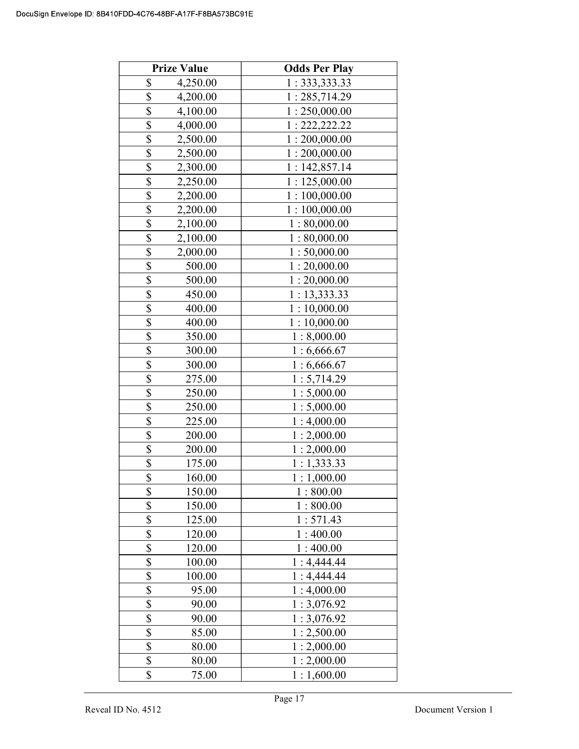| Prize Value | Odds Per Play |
|---|---|
| $ 4,250.00 | 1 : 333,333.33 |
| $ 4,200.00 | 1 : 285,714.29 |
| $ 4,100.00 | 1 : 250,000.00 |
| $ 4,000.00 | 1 : 222,222.22 |
| $ 2,500.00 | 1 : 200,000.00 |
| $ 2,500.00 | 1 : 200,000.00 |
| $ 2,300.00 | 1 : 142,857.14 |
| $ 2,250.00 | 1 : 125,000.00 |
| $ 2,200.00 | 1 : 100,000.00 |
| $ 2,200.00 | 1 : 100,000.00 |
| $ 2,100.00 | 1 : 80,000.00 |
| $ 2,100.00 | 1 : 80,000.00 |
| $ 2,000.00 | 1 : 50,000.00 |
| $ 500.00 | 1 : 20,000.00 |
| $ 500.00 | 1 : 20,000.00 |
| $ 450.00 | 1 : 13,333.33 |
| $ 400.00 | 1 : 10,000.00 |
| $ 400.00 | 1 : 10,000.00 |
| $ 350.00 | 1 : 8,000.00 |
| $ 300.00 | 1 : 6,666.67 |
| $ 300.00 | 1 : 6,666.67 |
| $ 275.00 | 1 : 5,714.29 |
| $ 250.00 | 1 : 5,000.00 |
| $ 250.00 | 1 : 5,000.00 |
| $ 225.00 | 1 : 4,000.00 |
| $ 200.00 | 1 : 2,000.00 |
| $ 200.00 | 1 : 2,000.00 |
| $ 175.00 | 1 : 1,333.33 |
| $ 160.00 | 1 : 1,000.00 |
| $ 150.00 | 1 : 800.00 |
| $ 150.00 | 1 : 800.00 |
| $ 125.00 | 1 : 571.43 |
| $ 120.00 | 1 : 400.00 |
| $ 120.00 | 1 : 400.00 |
| $ 100.00 | 1 : 4,444.44 |
| $ 100.00 | 1 : 4,444.44 |
| $ 95.00 | 1 : 4,000.00 |
| $ 90.00 | 1 : 3,076.92 |
| $ 90.00 | 1 : 3,076.92 |
| $ 85.00 | 1 : 2,500.00 |
| $ 80.00 | 1 : 2,000.00 |
| $ 80.00 | 1 : 2,000.00 |
| $ 75.00 | 1 : 1,600.00 |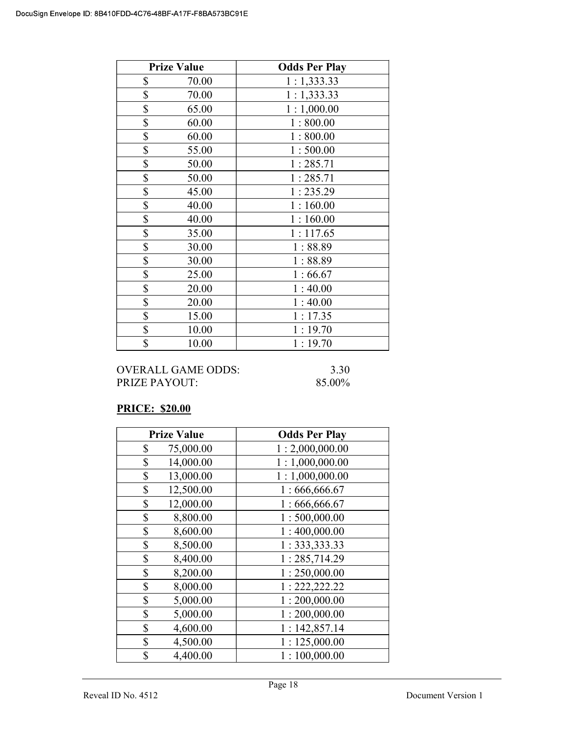| Prize Value | Odds Per Play |
|---|---|
| $ 70.00 | 1 : 1,333.33 |
| $ 70.00 | 1 : 1,333.33 |
| $ 65.00 | 1 : 1,000.00 |
| $ 60.00 | 1 : 800.00 |
| $ 60.00 | 1 : 800.00 |
| $ 55.00 | 1 : 500.00 |
| $ 50.00 | 1 : 285.71 |
| $ 50.00 | 1 : 285.71 |
| $ 45.00 | 1 : 235.29 |
| $ 40.00 | 1 : 160.00 |
| $ 40.00 | 1 : 160.00 |
| $ 35.00 | 1 : 117.65 |
| $ 30.00 | 1 : 88.89 |
| $ 30.00 | 1 : 88.89 |
| $ 25.00 | 1 : 66.67 |
| $ 20.00 | 1 : 40.00 |
| $ 20.00 | 1 : 40.00 |
| $ 15.00 | 1 : 17.35 |
| $ 10.00 | 1 : 19.70 |
| $ 10.00 | 1 : 19.70 |

OVERALL GAME ODDS: 3.30
PRIZE PAYOUT: 85.00%

**PRICE: $20.00**

| Prize Value | Odds Per Play |
|---|---|
| $ 75,000.00 | 1 : 2,000,000.00 |
| $ 14,000.00 | 1 : 1,000,000.00 |
| $ 13,000.00 | 1 : 1,000,000.00 |
| $ 12,500.00 | 1 : 666,666.67 |
| $ 12,000.00 | 1 : 666,666.67 |
| $ 8,800.00 | 1 : 500,000.00 |
| $ 8,600.00 | 1 : 400,000.00 |
| $ 8,500.00 | 1 : 333,333.33 |
| $ 8,400.00 | 1 : 285,714.29 |
| $ 8,200.00 | 1 : 250,000.00 |
| $ 8,000.00 | 1 : 222,222.22 |
| $ 5,000.00 | 1 : 200,000.00 |
| $ 5,000.00 | 1 : 200,000.00 |
| $ 4,600.00 | 1 : 142,857.14 |
| $ 4,500.00 | 1 : 125,000.00 |
| $ 4,400.00 | 1 : 100,000.00 |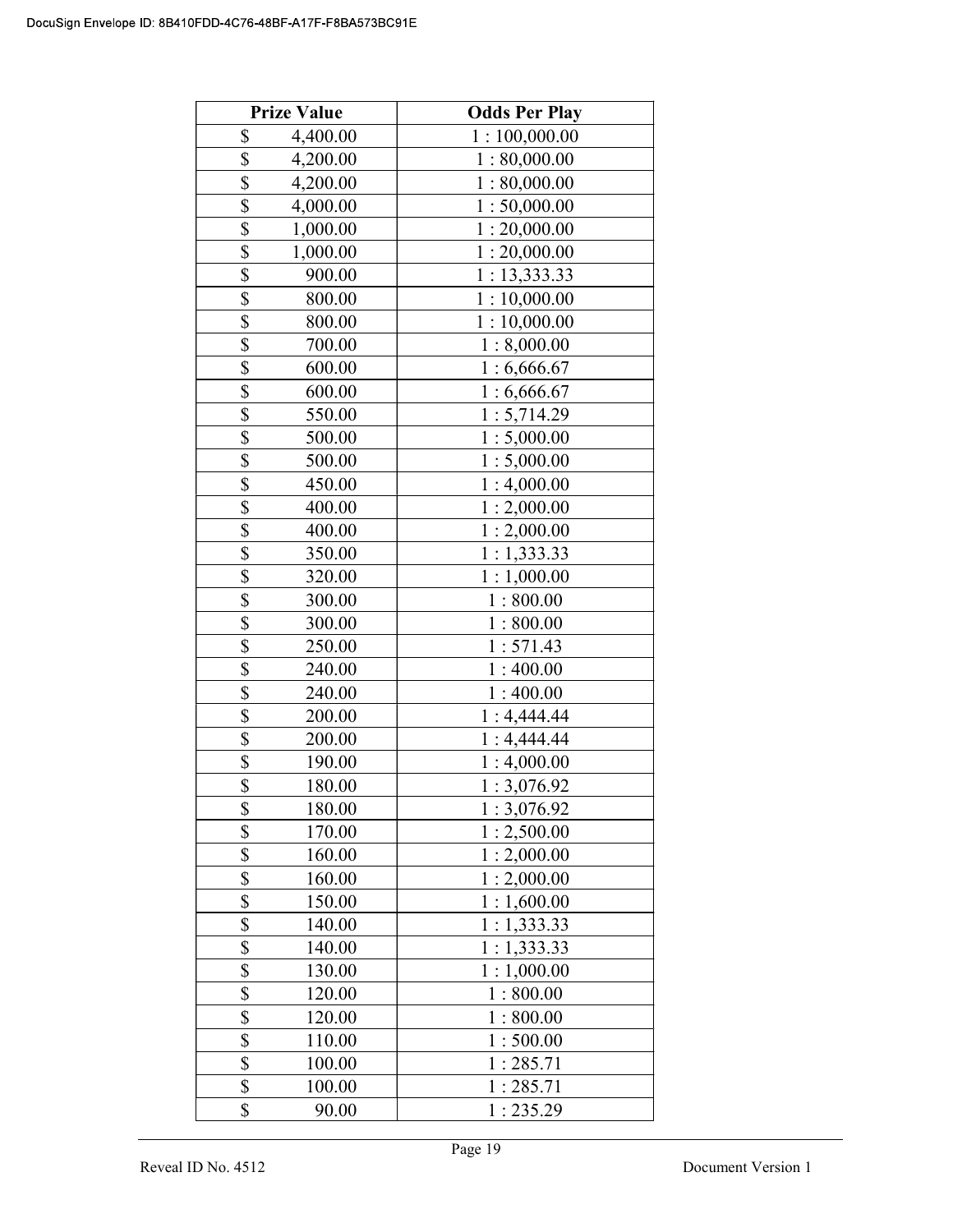| Prize Value | Odds Per Play |
| --- | --- |
| $ 4,400.00 | 1 : 100,000.00 |
| $ 4,200.00 | 1 : 80,000.00 |
| $ 4,200.00 | 1 : 80,000.00 |
| $ 4,000.00 | 1 : 50,000.00 |
| $ 1,000.00 | 1 : 20,000.00 |
| $ 1,000.00 | 1 : 20,000.00 |
| $ 900.00 | 1 : 13,333.33 |
| $ 800.00 | 1 : 10,000.00 |
| $ 800.00 | 1 : 10,000.00 |
| $ 700.00 | 1 : 8,000.00 |
| $ 600.00 | 1 : 6,666.67 |
| $ 600.00 | 1 : 6,666.67 |
| $ 550.00 | 1 : 5,714.29 |
| $ 500.00 | 1 : 5,000.00 |
| $ 500.00 | 1 : 5,000.00 |
| $ 450.00 | 1 : 4,000.00 |
| $ 400.00 | 1 : 2,000.00 |
| $ 400.00 | 1 : 2,000.00 |
| $ 350.00 | 1 : 1,333.33 |
| $ 320.00 | 1 : 1,000.00 |
| $ 300.00 | 1 : 800.00 |
| $ 300.00 | 1 : 800.00 |
| $ 250.00 | 1 : 571.43 |
| $ 240.00 | 1 : 400.00 |
| $ 240.00 | 1 : 400.00 |
| $ 200.00 | 1 : 4,444.44 |
| $ 200.00 | 1 : 4,444.44 |
| $ 190.00 | 1 : 4,000.00 |
| $ 180.00 | 1 : 3,076.92 |
| $ 180.00 | 1 : 3,076.92 |
| $ 170.00 | 1 : 2,500.00 |
| $ 160.00 | 1 : 2,000.00 |
| $ 160.00 | 1 : 2,000.00 |
| $ 150.00 | 1 : 1,600.00 |
| $ 140.00 | 1 : 1,333.33 |
| $ 140.00 | 1 : 1,333.33 |
| $ 130.00 | 1 : 1,000.00 |
| $ 120.00 | 1 : 800.00 |
| $ 120.00 | 1 : 800.00 |
| $ 110.00 | 1 : 500.00 |
| $ 100.00 | 1 : 285.71 |
| $ 100.00 | 1 : 285.71 |
| $ 90.00 | 1 : 235.29 |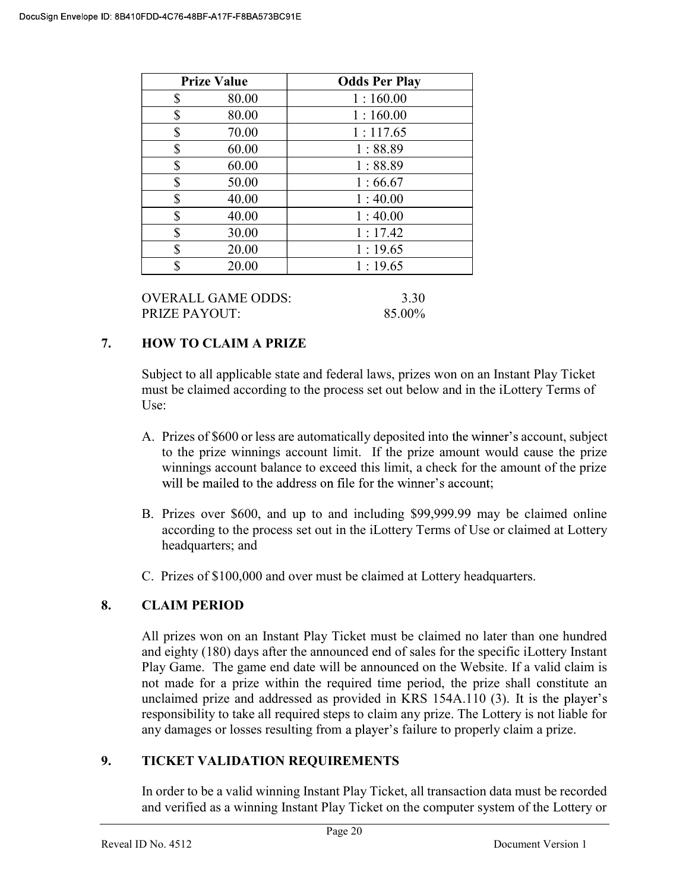| Prize Value | Odds Per Play |
|---|---|
| $ 80.00 | 1 : 160.00 |
| $ 80.00 | 1 : 160.00 |
| $ 70.00 | 1 : 117.65 |
| $ 60.00 | 1 : 88.89 |
| $ 60.00 | 1 : 88.89 |
| $ 50.00 | 1 : 66.67 |
| $ 40.00 | 1 : 40.00 |
| $ 40.00 | 1 : 40.00 |
| $ 30.00 | 1 : 17.42 |
| $ 20.00 | 1 : 19.65 |
| $ 20.00 | 1 : 19.65 |

OVERALL GAME ODDS: 3.30
PRIZE PAYOUT: 85.00%

## 7. HOW TO CLAIM A PRIZE

Subject to all applicable state and federal laws, prizes won on an Instant Play Ticket must be claimed according to the process set out below and in the iLottery Terms of Use:

A. Prizes of $600 or less are automatically deposited into the winner's account, subject to the prize winnings account limit. If the prize amount would cause the prize winnings account balance to exceed this limit, a check for the amount of the prize will be mailed to the address on file for the winner's account;

B. Prizes over $600, and up to and including $99,999.99 may be claimed online according to the process set out in the iLottery Terms of Use or claimed at Lottery headquarters; and

C. Prizes of $100,000 and over must be claimed at Lottery headquarters.

## 8. CLAIM PERIOD

All prizes won on an Instant Play Ticket must be claimed no later than one hundred and eighty (180) days after the announced end of sales for the specific iLottery Instant Play Game. The game end date will be announced on the Website. If a valid claim is not made for a prize within the required time period, the prize shall constitute an unclaimed prize and addressed as provided in KRS 154A.110 (3). It is the player's responsibility to take all required steps to claim any prize. The Lottery is not liable for any damages or losses resulting from a player's failure to properly claim a prize.

## 9. TICKET VALIDATION REQUIREMENTS

In order to be a valid winning Instant Play Ticket, all transaction data must be recorded and verified as a winning Instant Play Ticket on the computer system of the Lottery or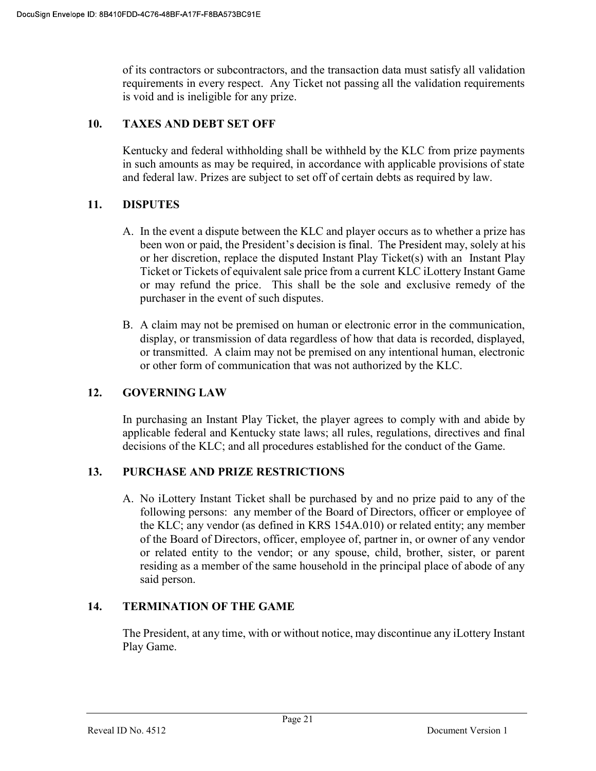of its contractors or subcontractors, and the transaction data must satisfy all validation requirements in every respect. Any Ticket not passing all the validation requirements is void and is ineligible for any prize.

## 10. TAXES AND DEBT SET OFF

Kentucky and federal withholding shall be withheld by the KLC from prize payments in such amounts as may be required, in accordance with applicable provisions of state and federal law. Prizes are subject to set off of certain debts as required by law.

## 11. DISPUTES

A. In the event a dispute between the KLC and player occurs as to whether a prize has been won or paid, the President's decision is final. The President may, solely at his or her discretion, replace the disputed Instant Play Ticket(s) with an Instant Play Ticket or Tickets of equivalent sale price from a current KLC iLottery Instant Game or may refund the price. This shall be the sole and exclusive remedy of the purchaser in the event of such disputes.

B. A claim may not be premised on human or electronic error in the communication, display, or transmission of data regardless of how that data is recorded, displayed, or transmitted. A claim may not be premised on any intentional human, electronic or other form of communication that was not authorized by the KLC.

## 12. GOVERNING LAW

In purchasing an Instant Play Ticket, the player agrees to comply with and abide by applicable federal and Kentucky state laws; all rules, regulations, directives and final decisions of the KLC; and all procedures established for the conduct of the Game.

## 13. PURCHASE AND PRIZE RESTRICTIONS

A. No iLottery Instant Ticket shall be purchased by and no prize paid to any of the following persons: any member of the Board of Directors, officer or employee of the KLC; any vendor (as defined in KRS 154A.010) or related entity; any member of the Board of Directors, officer, employee of, partner in, or owner of any vendor or related entity to the vendor; or any spouse, child, brother, sister, or parent residing as a member of the same household in the principal place of abode of any said person.

## 14. TERMINATION OF THE GAME

The President, at any time, with or without notice, may discontinue any iLottery Instant Play Game.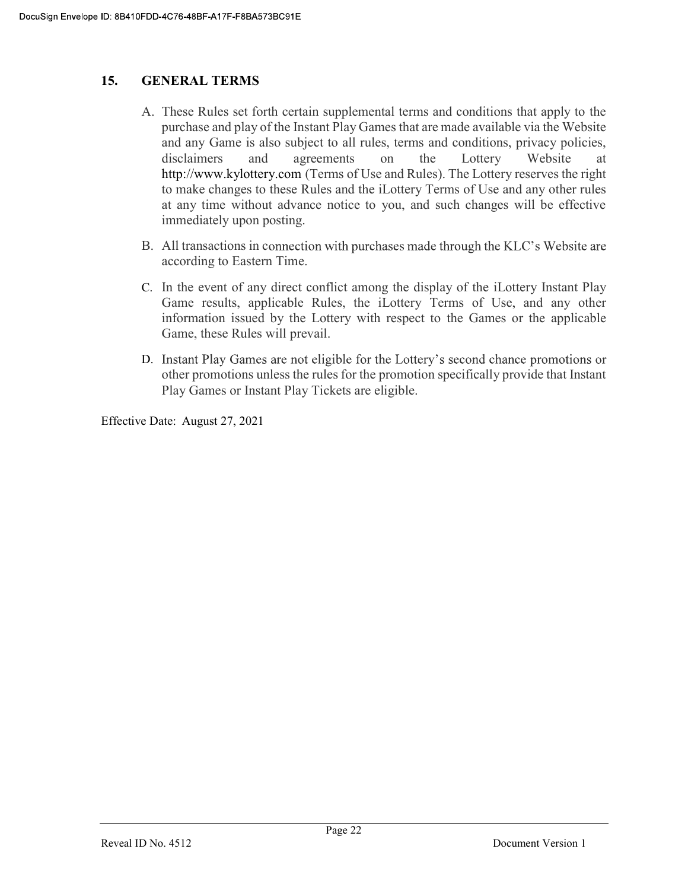## 15. GENERAL TERMS

A. These Rules set forth certain supplemental terms and conditions that apply to the purchase and play of the Instant Play Games that are made available via the Website and any Game is also subject to all rules, terms and conditions, privacy policies, disclaimers and agreements on the Lottery Website at http://www.kylottery.com (Terms of Use and Rules). The Lottery reserves the right to make changes to these Rules and the iLottery Terms of Use and any other rules at any time without advance notice to you, and such changes will be effective immediately upon posting.

B. All transactions in connection with purchases made through the KLC's Website are according to Eastern Time.

C. In the event of any direct conflict among the display of the iLottery Instant Play Game results, applicable Rules, the iLottery Terms of Use, and any other information issued by the Lottery with respect to the Games or the applicable Game, these Rules will prevail.

D. Instant Play Games are not eligible for the Lottery's second chance promotions or other promotions unless the rules for the promotion specifically provide that Instant Play Games or Instant Play Tickets are eligible.

Effective Date: August 27, 2021